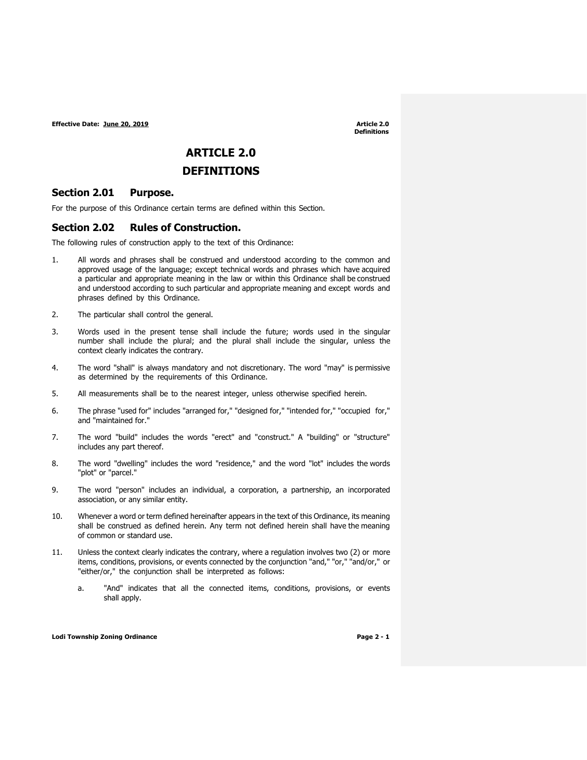# ARTICLE 2.0

# DEFINITIONS

## Section 2.01 Purpose.

For the purpose of this Ordinance certain terms are defined within this Section.

## Section 2.02 Rules of Construction.

The following rules of construction apply to the text of this Ordinance:

1. All words and phrases shall be construed and understood according to the common and approved usage of the language; except technical words and phrases which have acquired a particular and appropriate meaning in the law or within this Ordinance shall be construed and understood according to such particular and appropriate meaning and except words and phrases defined by this Ordinance.

2. The particular shall control the general.

3. Words used in the present tense shall include the future; words used in the singular number shall include the plural; and the plural shall include the singular, unless the context clearly indicates the contrary.

4. The word "shall" is always mandatory and not discretionary. The word "may" is permissive as determined by the requirements of this Ordinance.

5. All measurements shall be to the nearest integer, unless otherwise specified herein.

6. The phrase "used for" includes "arranged for," "designed for," "intended for," "occupied for," and "maintained for."

7. The word "build" includes the words "erect" and "construct." A "building" or "structure" includes any part thereof.

8. The word "dwelling" includes the word "residence," and the word "lot" includes the words "plot" or "parcel."

9. The word "person" includes an individual, a corporation, a partnership, an incorporated association, or any similar entity.

10. Whenever a word or term defined hereinafter appears in the text of this Ordinance, its meaning shall be construed as defined herein. Any term not defined herein shall have the meaning of common or standard use.

11. Unless the context clearly indicates the contrary, where a regulation involves two (2) or more items, conditions, provisions, or events connected by the conjunction "and," "or," "and/or," or "either/or," the conjunction shall be interpreted as follows:

    a. "And" indicates that all the connected items, conditions, provisions, or events shall apply.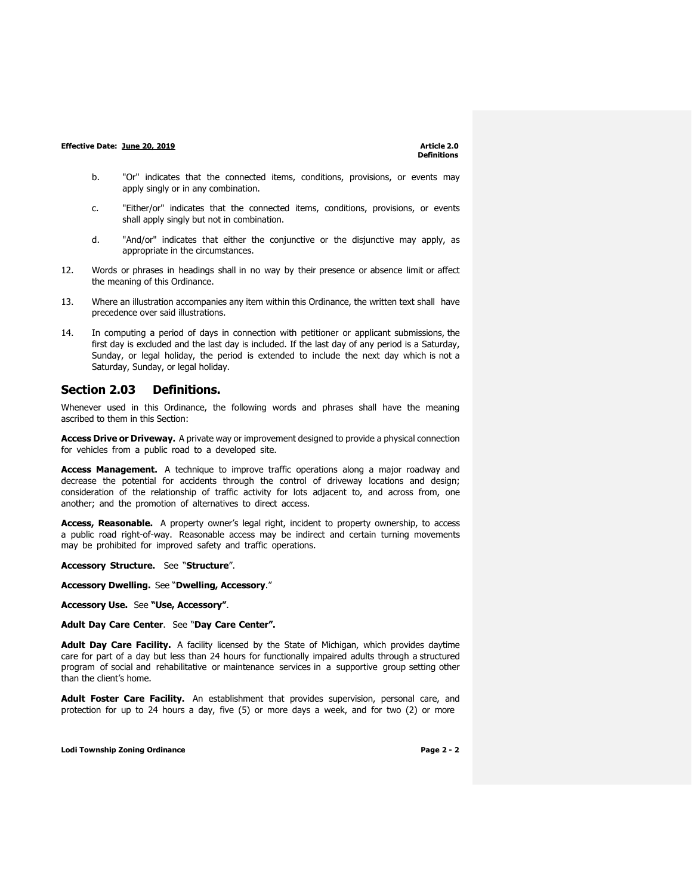b. "Or" indicates that the connected items, conditions, provisions, or events may apply singly or in any combination.

c. "Either/or" indicates that the connected items, conditions, provisions, or events shall apply singly but not in combination.

d. "And/or" indicates that either the conjunctive or the disjunctive may apply, as appropriate in the circumstances.

12. Words or phrases in headings shall in no way by their presence or absence limit or affect the meaning of this Ordinance.

13. Where an illustration accompanies any item within this Ordinance, the written text shall have precedence over said illustrations.

14. In computing a period of days in connection with petitioner or applicant submissions, the first day is excluded and the last day is included. If the last day of any period is a Saturday, Sunday, or legal holiday, the period is extended to include the next day which is not a Saturday, Sunday, or legal holiday.

## Section 2.03 Definitions.

Whenever used in this Ordinance, the following words and phrases shall have the meaning ascribed to them in this Section:

**Access Drive or Driveway.** A private way or improvement designed to provide a physical connection for vehicles from a public road to a developed site.

**Access Management.** A technique to improve traffic operations along a major roadway and decrease the potential for accidents through the control of driveway locations and design; consideration of the relationship of traffic activity for lots adjacent to, and across from, one another; and the promotion of alternatives to direct access.

**Access, Reasonable.** A property owner's legal right, incident to property ownership, to access a public road right-of-way. Reasonable access may be indirect and certain turning movements may be prohibited for improved safety and traffic operations.

**Accessory Structure.** See "**Structure**".

**Accessory Dwelling.** See "**Dwelling, Accessory**."

**Accessory Use.** See **"Use, Accessory"**.

**Adult Day Care Center**. See "**Day Care Center".**

**Adult Day Care Facility.** A facility licensed by the State of Michigan, which provides daytime care for part of a day but less than 24 hours for functionally impaired adults through a structured program of social and rehabilitative or maintenance services in a supportive group setting other than the client's home.

**Adult Foster Care Facility.** An establishment that provides supervision, personal care, and protection for up to 24 hours a day, five (5) or more days a week, and for two (2) or more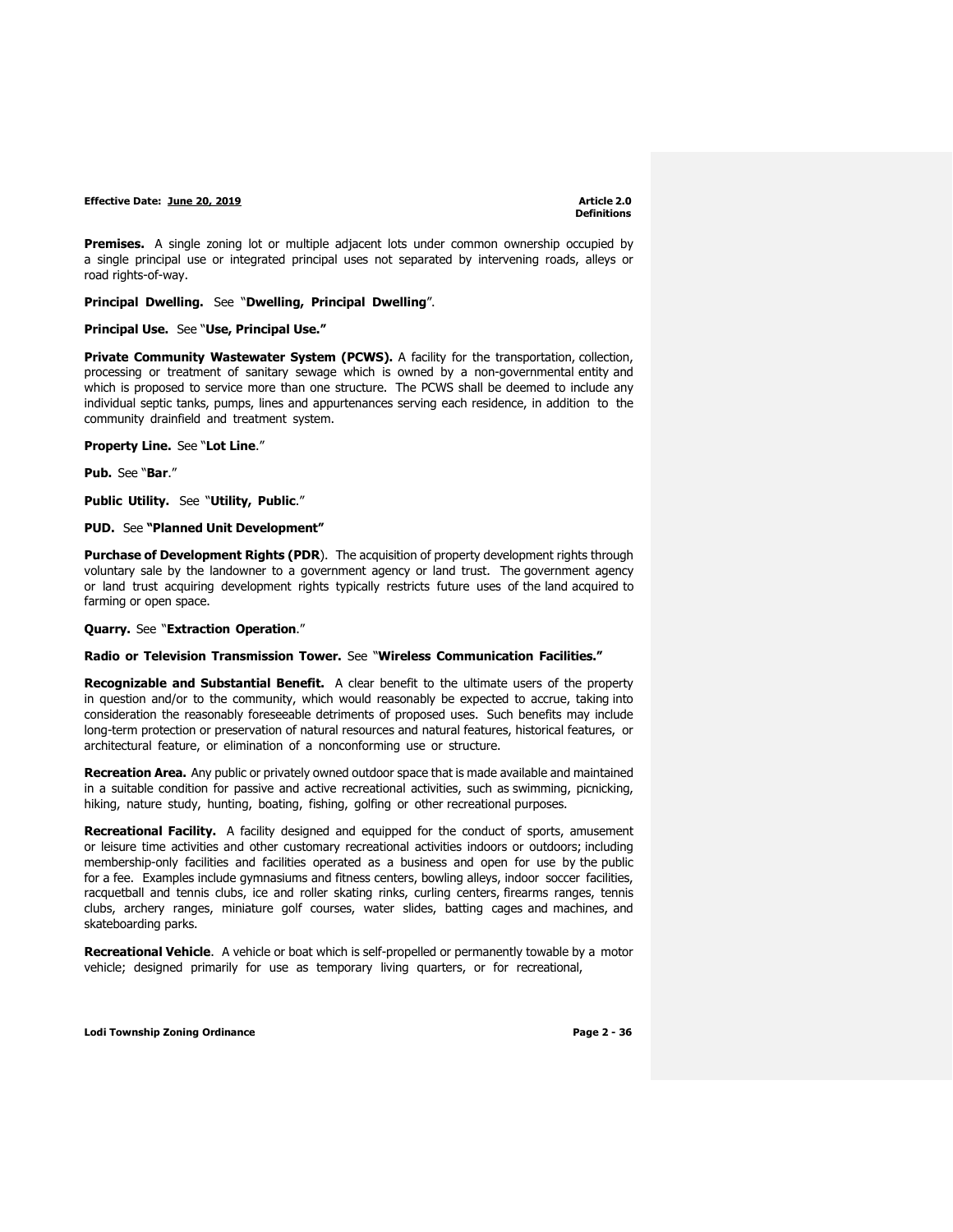**Premises.** A single zoning lot or multiple adjacent lots under common ownership occupied by a single principal use or integrated principal uses not separated by intervening roads, alleys or road rights-of-way.

**Principal Dwelling.** See "**Dwelling, Principal Dwelling**".

**Principal Use.** See "**Use, Principal Use.**"

**Private Community Wastewater System (PCWS).** A facility for the transportation, collection, processing or treatment of sanitary sewage which is owned by a non-governmental entity and which is proposed to service more than one structure. The PCWS shall be deemed to include any individual septic tanks, pumps, lines and appurtenances serving each residence, in addition to the community drainfield and treatment system.

**Property Line.** See "**Lot Line**."

**Pub.** See "**Bar**."

**Public Utility.** See "**Utility, Public**."

**PUD.** See **"Planned Unit Development"**

**Purchase of Development Rights (PDR**). The acquisition of property development rights through voluntary sale by the landowner to a government agency or land trust. The government agency or land trust acquiring development rights typically restricts future uses of the land acquired to farming or open space.

**Quarry.** See "**Extraction Operation**."

**Radio or Television Transmission Tower.** See "**Wireless Communication Facilities."**

**Recognizable and Substantial Benefit.** A clear benefit to the ultimate users of the property in question and/or to the community, which would reasonably be expected to accrue, taking into consideration the reasonably foreseeable detriments of proposed uses. Such benefits may include long-term protection or preservation of natural resources and natural features, historical features, or architectural feature, or elimination of a nonconforming use or structure.

**Recreation Area.** Any public or privately owned outdoor space that is made available and maintained in a suitable condition for passive and active recreational activities, such as swimming, picnicking, hiking, nature study, hunting, boating, fishing, golfing or other recreational purposes.

**Recreational Facility.** A facility designed and equipped for the conduct of sports, amusement or leisure time activities and other customary recreational activities indoors or outdoors; including membership-only facilities and facilities operated as a business and open for use by the public for a fee. Examples include gymnasiums and fitness centers, bowling alleys, indoor soccer facilities, racquetball and tennis clubs, ice and roller skating rinks, curling centers, firearms ranges, tennis clubs, archery ranges, miniature golf courses, water slides, batting cages and machines, and skateboarding parks.

**Recreational Vehicle**. A vehicle or boat which is self-propelled or permanently towable by a motor vehicle; designed primarily for use as temporary living quarters, or for recreational,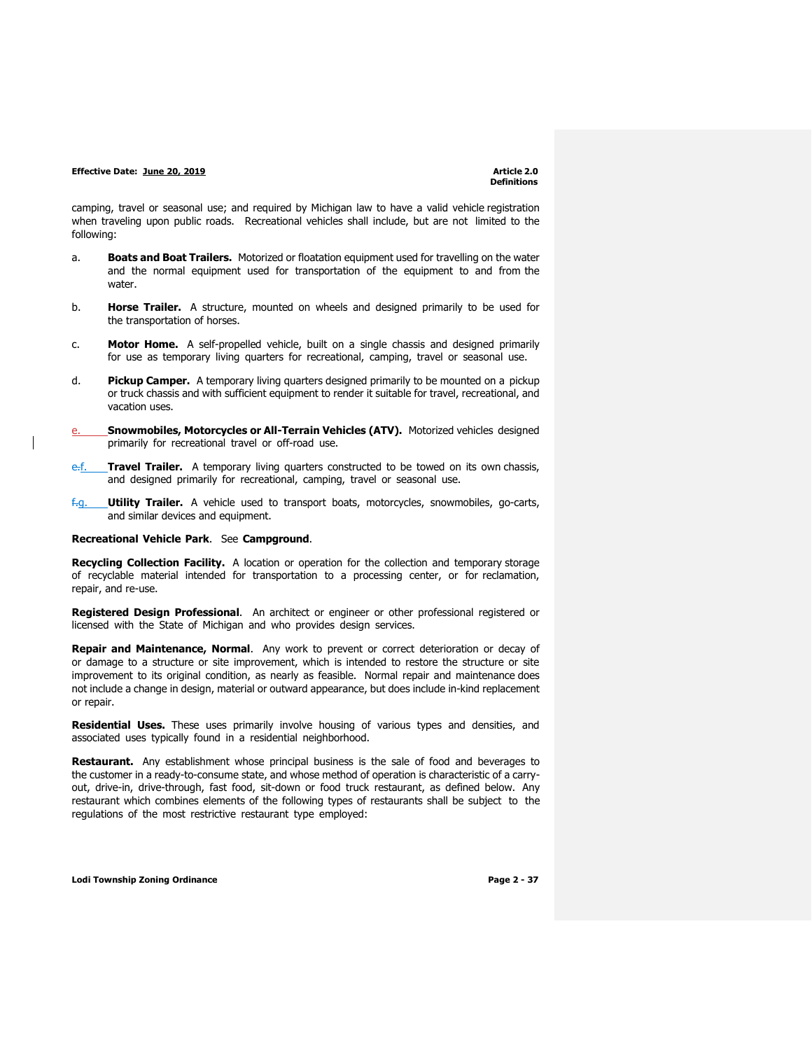camping, travel or seasonal use; and required by Michigan law to have a valid vehicle registration when traveling upon public roads. Recreational vehicles shall include, but are not limited to the following:

a. **Boats and Boat Trailers.** Motorized or floatation equipment used for travelling on the water and the normal equipment used for transportation of the equipment to and from the water.

b. **Horse Trailer.** A structure, mounted on wheels and designed primarily to be used for the transportation of horses.

c. **Motor Home.** A self-propelled vehicle, built on a single chassis and designed primarily for use as temporary living quarters for recreational, camping, travel or seasonal use.

d. **Pickup Camper.** A temporary living quarters designed primarily to be mounted on a pickup or truck chassis and with sufficient equipment to render it suitable for travel, recreational, and vacation uses.

e. **Snowmobiles, Motorcycles or All-Terrain Vehicles (ATV).** Motorized vehicles designed primarily for recreational travel or off-road use.

f. **Travel Trailer.** A temporary living quarters constructed to be towed on its own chassis, and designed primarily for recreational, camping, travel or seasonal use.

g. **Utility Trailer.** A vehicle used to transport boats, motorcycles, snowmobiles, go-carts, and similar devices and equipment.

**Recreational Vehicle Park**. See **Campground**.

**Recycling Collection Facility.** A location or operation for the collection and temporary storage of recyclable material intended for transportation to a processing center, or for reclamation, repair, and re-use.

**Registered Design Professional**. An architect or engineer or other professional registered or licensed with the State of Michigan and who provides design services.

**Repair and Maintenance, Normal**. Any work to prevent or correct deterioration or decay of or damage to a structure or site improvement, which is intended to restore the structure or site improvement to its original condition, as nearly as feasible. Normal repair and maintenance does not include a change in design, material or outward appearance, but does include in-kind replacement or repair.

**Residential Uses.** These uses primarily involve housing of various types and densities, and associated uses typically found in a residential neighborhood.

**Restaurant.** Any establishment whose principal business is the sale of food and beverages to the customer in a ready-to-consume state, and whose method of operation is characteristic of a carry-out, drive-in, drive-through, fast food, sit-down or food truck restaurant, as defined below. Any restaurant which combines elements of the following types of restaurants shall be subject to the regulations of the most restrictive restaurant type employed: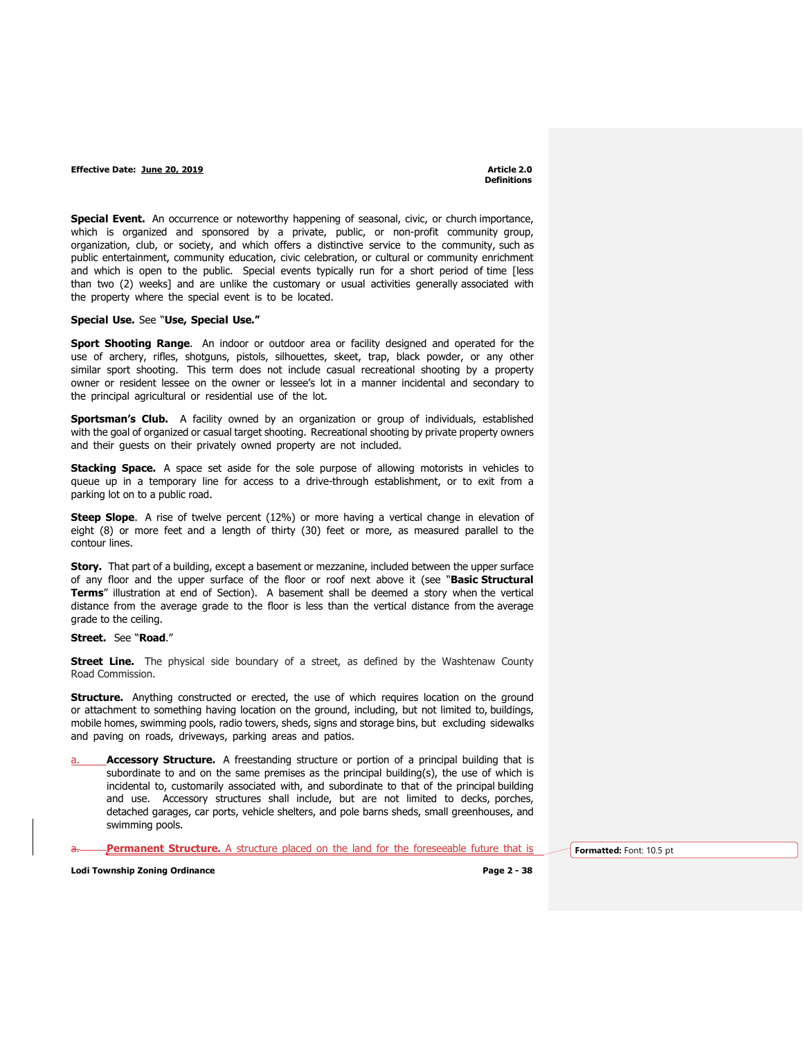**Special Event.** An occurrence or noteworthy happening of seasonal, civic, or church importance, which is organized and sponsored by a private, public, or non-profit community group, organization, club, or society, and which offers a distinctive service to the community, such as public entertainment, community education, civic celebration, or cultural or community enrichment and which is open to the public. Special events typically run for a short period of time [less than two (2) weeks] and are unlike the customary or usual activities generally associated with the property where the special event is to be located.

**Special Use.** See "**Use, Special Use.**"

**Sport Shooting Range**. An indoor or outdoor area or facility designed and operated for the use of archery, rifles, shotguns, pistols, silhouettes, skeet, trap, black powder, or any other similar sport shooting. This term does not include casual recreational shooting by a property owner or resident lessee on the owner or lessee's lot in a manner incidental and secondary to the principal agricultural or residential use of the lot.

**Sportsman's Club.** A facility owned by an organization or group of individuals, established with the goal of organized or casual target shooting. Recreational shooting by private property owners and their guests on their privately owned property are not included.

**Stacking Space.** A space set aside for the sole purpose of allowing motorists in vehicles to queue up in a temporary line for access to a drive-through establishment, or to exit from a parking lot on to a public road.

**Steep Slope**. A rise of twelve percent (12%) or more having a vertical change in elevation of eight (8) or more feet and a length of thirty (30) feet or more, as measured parallel to the contour lines.

**Story.** That part of a building, except a basement or mezzanine, included between the upper surface of any floor and the upper surface of the floor or roof next above it (see "**Basic Structural Terms**" illustration at end of Section). A basement shall be deemed a story when the vertical distance from the average grade to the floor is less than the vertical distance from the average grade to the ceiling.

**Street.** See "**Road**."

**Street Line.** The physical side boundary of a street, as defined by the Washtenaw County Road Commission.

**Structure.** Anything constructed or erected, the use of which requires location on the ground or attachment to something having location on the ground, including, but not limited to, buildings, mobile homes, swimming pools, radio towers, sheds, signs and storage bins, but excluding sidewalks and paving on roads, driveways, parking areas and patios.

a. **Accessory Structure.** A freestanding structure or portion of a principal building that is subordinate to and on the same premises as the principal building(s), the use of which is incidental to, customarily associated with, and subordinate to that of the principal building and use. Accessory structures shall include, but are not limited to decks, porches, detached garages, car ports, vehicle shelters, and pole barns sheds, small greenhouses, and swimming pools.

a. **Permanent Structure.** A structure placed on the land for the foreseeable future that is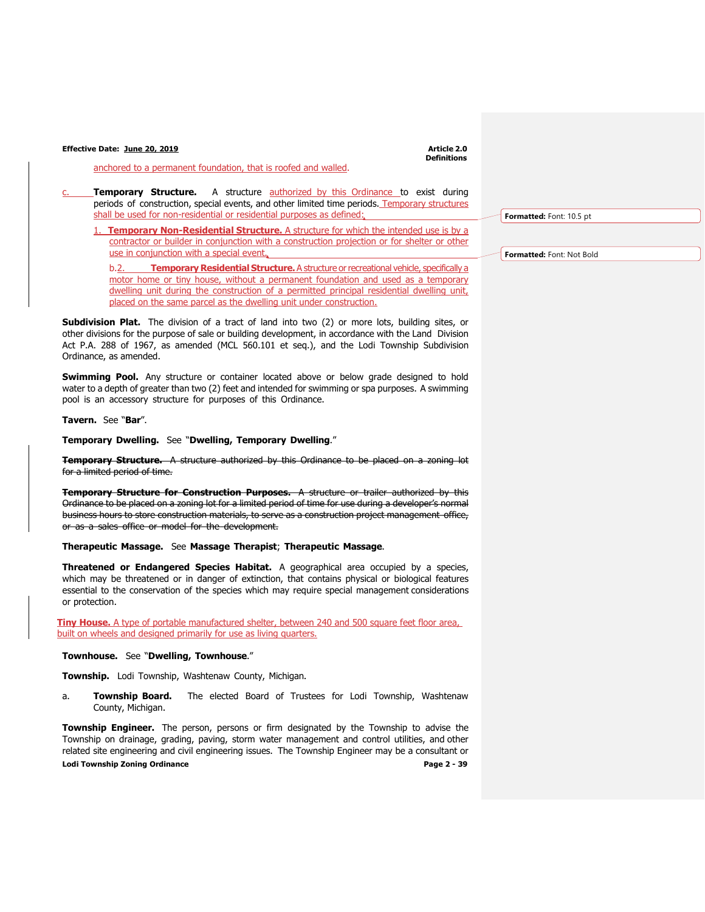anchored to a permanent foundation, that is roofed and walled.

c. **Temporary Structure.** A structure authorized by this Ordinance to exist during periods of construction, special events, and other limited time periods. Temporary structures shall be used for non-residential or residential purposes as defined:

1. **Temporary Non-Residential Structure.** A structure for which the intended use is by a contractor or builder in conjunction with a construction projection or for shelter or other use in conjunction with a special event.

b.2. **Temporary Residential Structure.** A structure or recreational vehicle, specifically a motor home or tiny house, without a permanent foundation and used as a temporary dwelling unit during the construction of a permitted principal residential dwelling unit, placed on the same parcel as the dwelling unit under construction.

**Subdivision Plat.** The division of a tract of land into two (2) or more lots, building sites, or other divisions for the purpose of sale or building development, in accordance with the Land Division Act P.A. 288 of 1967, as amended (MCL 560.101 et seq.), and the Lodi Township Subdivision Ordinance, as amended.

**Swimming Pool.** Any structure or container located above or below grade designed to hold water to a depth of greater than two (2) feet and intended for swimming or spa purposes. A swimming pool is an accessory structure for purposes of this Ordinance.

**Tavern.** See "**Bar**".

**Temporary Dwelling.** See "**Dwelling, Temporary Dwelling**."

~~**Temporary Structure.** A structure authorized by this Ordinance to be placed on a zoning lot for a limited period of time.~~

~~**Temporary Structure for Construction Purposes.** A structure or trailer authorized by this Ordinance to be placed on a zoning lot for a limited period of time for use during a developer's normal business hours to store construction materials, to serve as a construction project management office, or as a sales office or model for the development.~~

**Therapeutic Massage.** See **Massage Therapist**; **Therapeutic Massage**.

**Threatened or Endangered Species Habitat.** A geographical area occupied by a species, which may be threatened or in danger of extinction, that contains physical or biological features essential to the conservation of the species which may require special management considerations or protection.

**Tiny House.** A type of portable manufactured shelter, between 240 and 500 square feet floor area, built on wheels and designed primarily for use as living quarters.

**Townhouse.** See "**Dwelling, Townhouse**."

**Township.** Lodi Township, Washtenaw County, Michigan.

a. **Township Board.** The elected Board of Trustees for Lodi Township, Washtenaw County, Michigan.

**Township Engineer.** The person, persons or firm designated by the Township to advise the Township on drainage, grading, paving, storm water management and control utilities, and other related site engineering and civil engineering issues. The Township Engineer may be a consultant or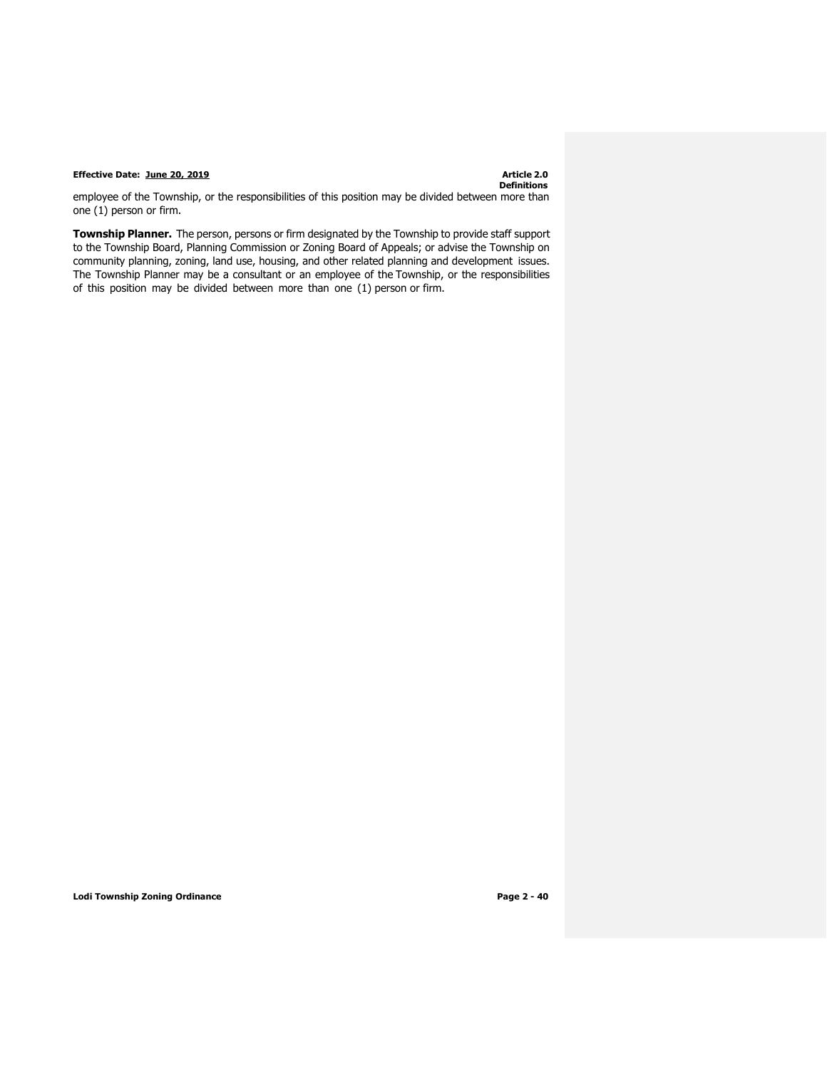employee of the Township, or the responsibilities of this position may be divided between more than one (1) person or firm.

**Township Planner.** The person, persons or firm designated by the Township to provide staff support to the Township Board, Planning Commission or Zoning Board of Appeals; or advise the Township on community planning, zoning, land use, housing, and other related planning and development issues. The Township Planner may be a consultant or an employee of the Township, or the responsibilities of this position may be divided between more than one (1) person or firm.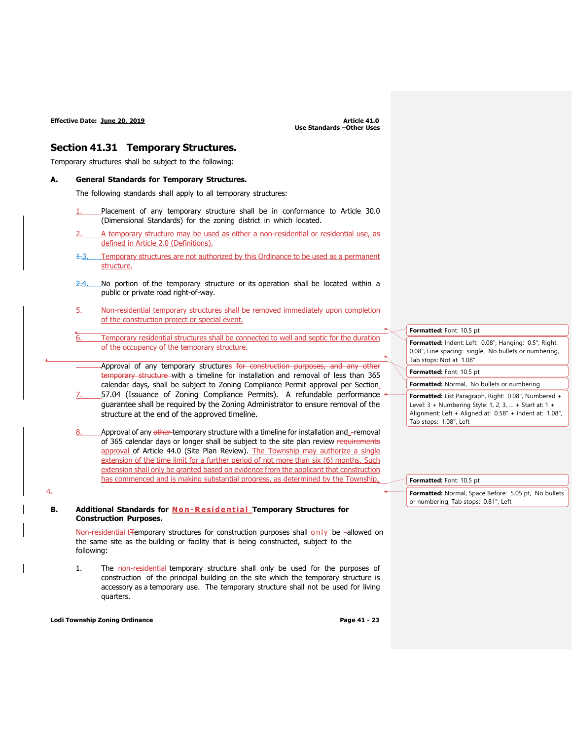# Section 41.31 Temporary Structures.

Temporary structures shall be subject to the following:

**A. General Standards for Temporary Structures.**

The following standards shall apply to all temporary structures:

1. Placement of any temporary structure shall be in conformance to Article 30.0 (Dimensional Standards) for the zoning district in which located.

2. A temporary structure may be used as either a non-residential or residential use, as defined in Article 2.0 (Definitions).

3. Temporary structures are not authorized by this Ordinance to be used as a permanent structure.

4. No portion of the temporary structure or its operation shall be located within a public or private road right-of-way.

5. Non-residential temporary structures shall be removed immediately upon completion of the construction project or special event.

6. Temporary residential structures shall be connected to well and septic for the duration of the occupancy of the temporary structure.

7. Approval of any temporary structures with a timeline for installation and removal of less than 365 calendar days, shall be subject to Zoning Compliance Permit approval per Section 57.04 (Issuance of Zoning Compliance Permits). A refundable performance guarantee shall be required by the Zoning Administrator to ensure removal of the structure at the end of the approved timeline.

8. Approval of any temporary structure with a timeline for installation and removal of 365 calendar days or longer shall be subject to the site plan review approval of Article 44.0 (Site Plan Review). The Township may authorize a single extension of the time limit for a further period of not more than six (6) months. Such extension shall only be granted based on evidence from the applicant that construction has commenced and is making substantial progress, as determined by the Township.

**B. Additional Standards for Non-Residential Temporary Structures for Construction Purposes.**

Non-residential temporary structures for construction purposes shall only be allowed on the same site as the building or facility that is being constructed, subject to the following:

1. The non-residential temporary structure shall only be used for the purposes of construction of the principal building on the site which the temporary structure is accessory as a temporary use. The temporary structure shall not be used for living quarters.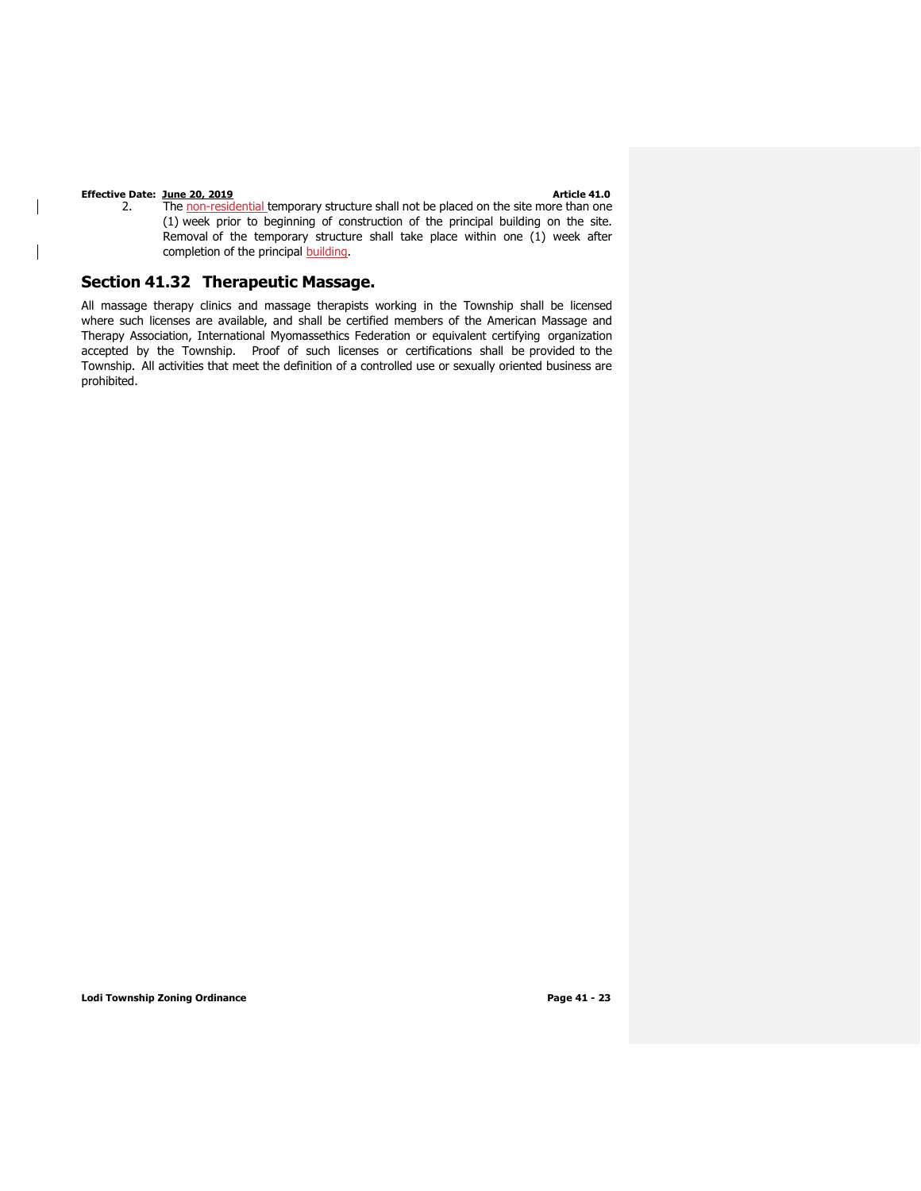2. The non-residential temporary structure shall not be placed on the site more than one (1) week prior to beginning of construction of the principal building on the site. Removal of the temporary structure shall take place within one (1) week after completion of the principal building.

## Section 41.32 Therapeutic Massage.

All massage therapy clinics and massage therapists working in the Township shall be licensed where such licenses are available, and shall be certified members of the American Massage and Therapy Association, International Myomassethics Federation or equivalent certifying organization accepted by the Township. Proof of such licenses or certifications shall be provided to the Township. All activities that meet the definition of a controlled use or sexually oriented business are prohibited.